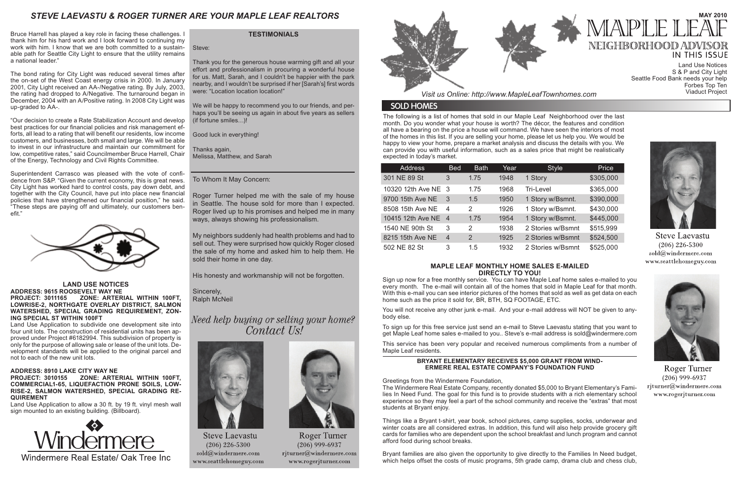# STEVE LAEVASTU & ROGER TURNER ARE YOUR MAPLE LEAF REALTORS

Bruce Harrell has played a key role in facing these challenges. I thank him for his hard work and I look forward to continuing my work with him. I know that we are both committed to a sustainable path for Seattle City Light to ensure that the utility remains a national leader."

The bond rating for City Light was reduced several times after the on-set of the West Coast energy crisis in 2000. In January 2001, City Light received an AA-/Negative rating. By July, 2003, the rating had dropped to A/Negative. The turnaround began in December, 2004 with an A/Positive rating. In 2008 City Light was up-graded to AA-.

"Our decision to create a Rate Stabilization Account and develop best practices for our financial policies and risk management efforts, all lead to a rating that will benefit our residents, low income customers, and businesses, both small and large. We will be able to invest in our infrastructure and maintain our commitment for low, competitive rates," said Councilmember Bruce Harrell, Chair of the Energy, Technology and Civil Rights Committee.

Superintendent Carrasco was pleased with the vote of confidence from S&P. "Given the current economy, this is great news. City Light has worked hard to control costs, pay down debt, and together with the City Council, have put into place new financial policies that have strengthened our financial position," he said. "These steps are paying off and ultimately, our customers benefit."

### LAND USE NOTICES

**ADDRESS: 9615 ROOSEVELT WAY NE**
**PROJECT: 3011165 ZONE: ARTERIAL WITHIN 100FT, LOWRISE-2, NORTHGATE OVERLAY DISTRICT, SALMON WATERSHED, SPECIAL GRADING REQUIREMENT, ZONING SPECIAL ST WITHIN 100FT**

Land Use Application to subdivide one development site into four unit lots. The construction of residential units has been approved under Project #6182994. This subdivision of property is only for the purpose of allowing sale or lease of the unit lots. Development standards will be applied to the original parcel and not to each of the new unit lots.

**ADDRESS: 8910 LAKE CITY WAY NE**
**PROJECT: 3010155 ZONE: ARTERIAL WITHIN 100FT, COMMERCIAL1-65, LIQUEFACTION PRONE SOILS, LOWRISE-2, SALMON WATERSHED, SPECIAL GRADING REQUIREMENT**

Land Use Application to allow a 30 ft. by 19 ft. vinyl mesh wall sign mounted to an existing building. (Billboard).

Windermere
Windermere Real Estate/ Oak Tree Inc

### TESTIMONIALS

Steve:

Thank you for the generous house warming gift and all your effort and professionalism in procuring a wonderful house for us. Matt, Sarah, and I couldn't be happier with the park nearby, and I wouldn't be surprised if her [Sarah's] first words were: "Location location location!"

We will be happy to recommend you to our friends, and perhaps you'll be seeing us again in about five years as sellers (if fortune smiles…)!

Good luck in everything!

Thanks again,
Melissa, Matthew, and Sarah

---

To Whom It May Concern:

Roger Turner helped me with the sale of my house in Seattle. The house sold for more than I expected. Roger lived up to his promises and helped me in many ways, always showing his professionalism.

My neighbors suddenly had health problems and had to sell out. They were surprised how quickly Roger closed the sale of my home and asked him to help them. He sold their home in one day.

His honesty and workmanship will not be forgotten.

Sincerely,
Ralph McNeil

*Need help buying or selling your home? Contact Us!*

Steve Laevastu
(206) 226-5300
sold@windermere.com
www.seattlehomeguy.com

Roger Turner
(206) 999-6937
rjturner@windermere.com
www.rogerjturner.com

MAY 2010

# MAPLE LEAF NEIGHBORHOOD ADVISOR

IN THIS ISSUE
Land Use Notices
S & P and City Light
Seattle Food Bank needs your help
Forbes Top Ten
Viaduct Project

*Visit us Online: http://www.MapleLeafTownhomes.com*

## SOLD HOMES

The following is a list of homes that sold in our Maple Leaf Neighborhood over the last month. Do you wonder what your house is worth? The décor, the features and condition all have a bearing on the price a house will command. We have seen the interiors of most of the homes in this list. If you are selling your home, please let us help you. We would be happy to view your home, prepare a market analysis and discuss the details with you. We can provide you with useful information, such as a sales price that might be realistically expected in today's market.

| Address | Bed | Bath | Year | Style | Price |
|---|---|---|---|---|---|
| 301 NE 89 St | 3 | 1.75 | 1948 | 1 Story | $305,000 |
| 10320 12th Ave NE | 3 | 1.75 | 1968 | Tri-Level | $365,000 |
| 9700 15th Ave NE | 3 | 1.5 | 1950 | 1 Story w/Bsmnt. | $390,000 |
| 8508 15th Ave NE | 4 | 2 | 1926 | 1 Story w/Bsmnt. | $430,000 |
| 10415 12th Ave NE | 4 | 1.75 | 1954 | 1 Story w/Bsmnt. | $445,000 |
| 1540 NE 90th St | 3 | 2 | 1938 | 2 Stories w/Bsmnt | $515,999 |
| 8215 15th Ave NE | 4 | 2 | 1925 | 2 Stories w/Bsmnt | $524,500 |
| 502 NE 82 St | 3 | 1.5 | 1932 | 2 Stories w/Bsmnt | $525,000 |

### MAPLE LEAF MONTHLY HOME SALES E-MAILED DIRECTLY TO YOU!

Sign up now for a free monthly service. You can have Maple Leaf home sales e-mailed to you every month. The e-mail will contain all of the homes that sold in Maple Leaf for that month. With this e-mail you can see interior pictures of the homes that sold as well as get data on each home such as the price it sold for, BR, BTH, SQ FOOTAGE, ETC.

You will not receive any other junk e-mail. And your e-mail address will NOT be given to anybody else.

To sign up for this free service just send an e-mail to Steve Laevastu stating that you want to get Maple Leaf home sales e-mailed to you.. Steve's e-mail address is sold@windermere.com

This service has been very popular and received numerous compliments from a number of Maple Leaf residents.

### BRYANT ELEMENTARY RECEIVES $5,000 GRANT FROM WINDERMERE REAL ESTATE COMPANY'S FOUNDATION FUND

Greetings from the Windermere Foundation,
The Windermere Real Estate Company, recently donated $5,000 to Bryant Elementary's Families In Need Fund. The goal for this fund is to provide students with a rich elementary school experience so they may feel a part of the school community and receive the "extras" that most students at Bryant enjoy.

Things like a Bryant t-shirt, year book, school pictures, camp supplies, socks, underwear and winter coats are all considered extras. In addition, this fund will also help provide grocery gift cards for families who are dependent upon the school breakfast and lunch program and cannot afford food during school breaks.

Bryant families are also given the opportunity to give directly to the Families In Need budget, which helps offset the costs of music programs, 5th grade camp, drama club and chess club,

Steve Laevastu
(206) 226-5300
sold@windermere.com
www.seattlehomeguy.com

Roger Turner
(206) 999-6937
rjturner@windermere.com
www.rogerjturner.com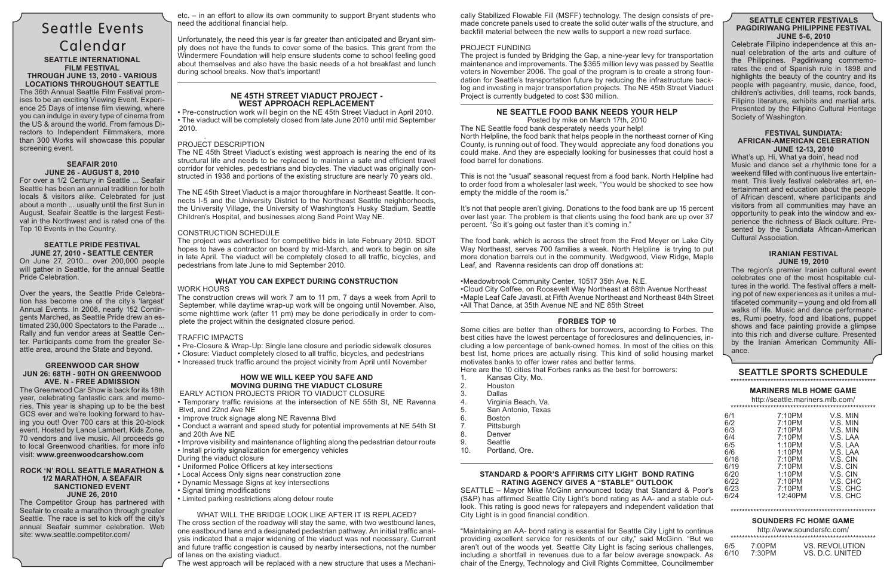# Seattle Events Calendar

### SEATTLE INTERNATIONAL FILM FESTIVAL
### THROUGH JUNE 13, 2010 - VARIOUS LOCATIONS THROUGHOUT SEATTLE

The 36th Annual Seattle Film Festival promises to be an exciting Viewing Event. Experience 25 Days of intense film viewing, where you can indulge in every type of cinema from the US & around the world. From famous Directors to Independent Filmmakers, more than 300 Works will showcase this popular screening event.

### SEAFAIR 2010
### JUNE 26 - AUGUST 8, 2010

For over a 1/2 Century in Seattle ... Seafair Seattle has been an annual tradition for both locals & visitors alike. Celebrated for just about a month ... usually until the first Sun in August, Seafair Seattle is the largest Festival in the Northwest and is rated one of the Top 10 Events in the Country.

### SEATTLE PRIDE FESTIVAL
### JUNE 27, 2010 - SEATTLE CENTER

On June 27, 2010... over 200,000 people will gather in Seattle, for the annual Seattle Pride Celebration.

Over the years, the Seattle Pride Celebration has become one of the city's 'largest' Annual Events. In 2008, nearly 152 Contingents Marched, as Seattle Pride drew an estimated 230,000 Spectators to the Parade ... Rally and fun vendor areas at Seattle Center. Participants come from the greater Seattle area, around the State and beyond.

### GREENWOOD CAR SHOW
### JUN 26: 68TH - 90TH ON GREENWOOD AVE. N - FREE ADMISSION

The Greenwood Car Show is back for its 18th year, celebrating fantastic cars and memories. This year is shaping up to be the best GCS ever and we're looking forward to having you out! Over 700 cars at this 20-block event. Hosted by Lance Lambert, Kids Zone, 70 vendors and live music. All proceeds go to local Greenwood charities. for more info visit: **www.greenwoodcarshow.com**

### ROCK 'N' ROLL SEATTLE MARATHON & 1/2 MARATHON, A SEAFAIR SANCTIONED EVENT
### JUNE 26, 2010

The Competitor Group has partnered with Seafair to create a marathon through greater Seattle. The race is set to kick off the city's annual Seafair summer celebration. Web site: www.seattle.competitor.com/

etc. – in an effort to allow its own community to support Bryant students who need the additional financial help.

Unfortunately, the need this year is far greater than anticipated and Bryant simply does not have the funds to cover some of the basics. This grant from the Windermere Foundation will help ensure students come to school feeling good about themselves and also have the basic needs of a hot breakfast and lunch during school breaks. Now that's important!

## NE 45TH STREET VIADUCT PROJECT - WEST APPROACH REPLACEMENT

- Pre-construction work will begin on the NE 45th Street Viaduct in April 2010.
- The viaduct will be completely closed from late June 2010 until mid September 2010.

PROJECT DESCRIPTION

The NE 45th Street Viaduct's existing west approach is nearing the end of its structural life and needs to be replaced to maintain a safe and efficient travel corridor for vehicles, pedestrians and bicycles. The viaduct was originally constructed in 1938 and portions of the existing structure are nearly 70 years old.

The NE 45th Street Viaduct is a major thoroughfare in Northeast Seattle. It connects I-5 and the University District to the Northeast Seattle neighborhoods, the University Village, the University of Washington's Husky Stadium, Seattle Children's Hospital, and businesses along Sand Point Way NE.

CONSTRUCTION SCHEDULE

The project was advertised for competitive bids in late February 2010. SDOT hopes to have a contractor on board by mid-March, and work to begin on site in late April. The viaduct will be completely closed to all traffic, bicycles, and pedestrians from late June to mid September 2010.

### WHAT YOU CAN EXPECT DURING CONSTRUCTION

WORK HOURS

The construction crews will work 7 am to 11 pm, 7 days a week from April to September, while daytime wrap-up work will be ongoing until November. Also, some nighttime work (after 11 pm) may be done periodically in order to complete the project within the designated closure period.

TRAFFIC IMPACTS

- Pre-Closure & Wrap-Up: Single lane closure and periodic sidewalk closures
- Closure: Viaduct completely closed to all traffic, bicycles, and pedestrians
- Increased truck traffic around the project vicinity from April until November

### HOW WE WILL KEEP YOU SAFE AND MOVING DURING THE VIADUCT CLOSURE

EARLY ACTION PROJECTS PRIOR TO VIADUCT CLOSURE

- Temporary traffic revisions at the intersection of NE 55th St, NE Ravenna Blvd, and 22nd Ave NE
- Improve truck signage along NE Ravenna Blvd
- Conduct a warrant and speed study for potential improvements at NE 54th St and 20th Ave NE
- Improve visibility and maintenance of lighting along the pedestrian detour route
- Install priority signalization for emergency vehicles

During the viaduct closure

- Uniformed Police Officers at key intersections
- Local Access Only signs near construction zone
- Dynamic Message Signs at key intersections
- Signal timing modifications
- Limited parking restrictions along detour route

WHAT WILL THE BRIDGE LOOK LIKE AFTER IT IS REPLACED?

The cross section of the roadway will stay the same, with two westbound lanes, one eastbound lane and a designated pedestrian pathway. An initial traffic analysis indicated that a major widening of the viaduct was not necessary. Current and future traffic congestion is caused by nearby intersections, not the number of lanes on the existing viaduct.

The west approach will be replaced with a new structure that uses a Mechanically Stabilized Flowable Fill (MSFF) technology. The design consists of pre-made concrete panels used to create the solid outer walls of the structure, and backfill material between the new walls to support a new road surface.

PROJECT FUNDING

The project is funded by Bridging the Gap, a nine-year levy for transportation maintenance and improvements. The $365 million levy was passed by Seattle voters in November 2006. The goal of the program is to create a strong foundation for Seattle's transportation future by reducing the infrastructure backlog and investing in major transportation projects. The NE 45th Street Viaduct Project is currently budgeted to cost $30 million.

## NE SEATTLE FOOD BANK NEEDS YOUR HELP

Posted by mike on March 17th, 2010

The NE Seattle food bank desperately needs your help!

North Helpline, the food bank that helps people in the northeast corner of King County, is running out of food. They would appreciate any food donations you could make. And they are especially looking for businesses that could host a food barrel for donations.

This is not the "usual" seasonal request from a food bank. North Helpline had to order food from a wholesaler last week. "You would be shocked to see how empty the middle of the room is."

It's not that people aren't giving. Donations to the food bank are up 15 percent over last year. The problem is that clients using the food bank are up over 37 percent. "So it's going out faster than it's coming in."

The food bank, which is across the street from the Fred Meyer on Lake City Way Northeast, serves 700 families a week. North Helpline is trying to put more donation barrels out in the community. Wedgwood, View Ridge, Maple Leaf, and Ravenna residents can drop off donations at:

- Meadowbrook Community Center, 10517 35th Ave. N.E.
- Cloud City Coffee, on Roosevelt Way Northeast at 88th Avenue Northeast
- Maple Leaf Cafe Javasti, at Fifth Avenue Northeast and Northeast 84th Street
- All That Dance, at 35th Avenue NE and NE 85th Street

## FORBES TOP 10

Some cities are better than others for borrowers, according to Forbes. The best cities have the lowest percentage of foreclosures and delinquencies, including a low percentage of bank-owned homes. In most of the cities on this best list, home prices are actually rising. This kind of solid housing market motivates banks to offer lower rates and better terms.

Here are the 10 cities that Forbes ranks as the best for borrowers:

1. Kansas City, Mo.
2. Houston
3. Dallas
4. Virginia Beach, Va.
5. San Antonio, Texas
6. Boston
7. Pittsburgh
8. Denver
9. Seattle
10. Portland, Ore.

## STANDARD & POOR'S AFFIRMS CITY LIGHT BOND RATING RATING AGENCY GIVES A "STABLE" OUTLOOK

SEATTLE – Mayor Mike McGinn announced today that Standard & Poor's (S&P) has affirmed Seattle City Light's bond rating as AA- and a stable outlook. This rating is good news for ratepayers and independent validation that City Light is in good financial condition.

"Maintaining an AA- bond rating is essential for Seattle City Light to continue providing excellent service for residents of our city," said McGinn. "But we aren't out of the woods yet. Seattle City Light is facing serious challenges, including a shortfall in revenues due to a far below average snowpack. As chair of the Energy, Technology and Civil Rights Committee, Councilmember

### SEATTLE CENTER FESTIVALS
### PAGDIRIWANG PHILIPPINE FESTIVAL
### JUNE 5-6, 2010

Celebrate Filipino independence at this annual celebration of the arts and culture of the Philippines. Pagdiriwang commemorates the end of Spanish rule in 1898 and highlights the beauty of the country and its people with pageantry, music, dance, food, children's activities, drill teams, rock bands, Filipino literature, exhibits and martial arts. Presented by the Filipino Cultural Heritage Society of Washington.

### FESTIVAL SUNDIATA: AFRICAN-AMERICAN CELEBRATION
### JUNE 12-13, 2010

What's up, Hi, What ya doin', head nod Music and dance set a rhythmic tone for a weekend filled with continuous live entertainment. This lively festival celebrates art, entertainment and education about the people of African descent, where participants and visitors from all communities may have an opportunity to peak into the window and experience the richness of Black culture. Presented by the Sundiata African-American Cultural Association.

### IRANIAN FESTIVAL
### JUNE 19, 2010

The region's premier Iranian cultural event celebrates one of the most hospitable cultures in the world. The festival offers a melting pot of new experiences as it unites a multifaceted community – young and old from all walks of life. Music and dance performances, Rumi poetry, food and libations, puppet shows and face painting provide a glimpse into this rich and diverse culture. Presented by the Iranian American Community Alliance.

## SEATTLE SPORTS SCHEDULE

### MARINERS MLB HOME GAME

http://seattle.mariners.mlb.com/

| | | |
|---|---|---|
| 6/1 | 7:10PM | V.S. MIN |
| 6/2 | 7:10PM | V.S. MIN |
| 6/3 | 7:10PM | V.S. MIN |
| 6/4 | 7:10PM | V.S. LAA |
| 6/5 | 1:10PM | V.S. LAA |
| 6/6 | 1:10PM | V.S. LAA |
| 6/18 | 7:10PM | V.S. CIN |
| 6/19 | 7:10PM | V.S. CIN |
| 6/20 | 1:10PM | V.S. CIN |
| 6/22 | 7:10PM | V.S. CHC |
| 6/23 | 7:10PM | V.S. CHC |
| 6/24 | 12:40PM | V.S. CHC |

### SOUNDERS FC HOME GAME

http://www.soundersfc.com/

| | | |
|---|---|---|
| 6/5 | 7:00PM | VS. REVOLUTION |
| 6/10 | 7:30PM | VS. D.C. UNITED |